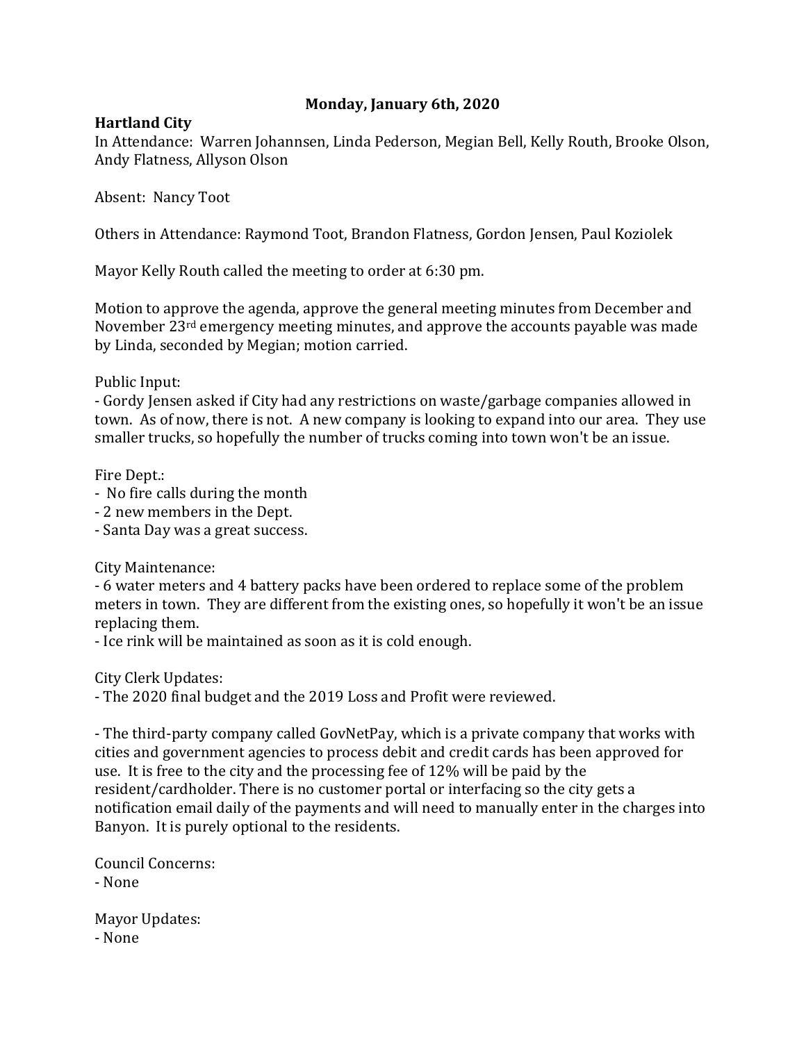**Monday, January 6th, 2020**

**Hartland City**

In Attendance: Warren Johannsen, Linda Pederson, Megian Bell, Kelly Routh, Brooke Olson, Andy Flatness, Allyson Olson

Absent: Nancy Toot

Others in Attendance: Raymond Toot, Brandon Flatness, Gordon Jensen, Paul Koziolek

Mayor Kelly Routh called the meeting to order at 6:30 pm.

Motion to approve the agenda, approve the general meeting minutes from December and November 23rd emergency meeting minutes, and approve the accounts payable was made by Linda, seconded by Megian; motion carried.

Public Input:
- Gordy Jensen asked if City had any restrictions on waste/garbage companies allowed in town. As of now, there is not. A new company is looking to expand into our area. They use smaller trucks, so hopefully the number of trucks coming into town won't be an issue.

Fire Dept.:
- No fire calls during the month
- 2 new members in the Dept.
- Santa Day was a great success.

City Maintenance:
- 6 water meters and 4 battery packs have been ordered to replace some of the problem meters in town. They are different from the existing ones, so hopefully it won't be an issue replacing them.
- Ice rink will be maintained as soon as it is cold enough.

City Clerk Updates:
- The 2020 final budget and the 2019 Loss and Profit were reviewed.

- The third-party company called GovNetPay, which is a private company that works with cities and government agencies to process debit and credit cards has been approved for use. It is free to the city and the processing fee of 12% will be paid by the resident/cardholder. There is no customer portal or interfacing so the city gets a notification email daily of the payments and will need to manually enter in the charges into Banyon. It is purely optional to the residents.

Council Concerns:
- None

Mayor Updates:
- None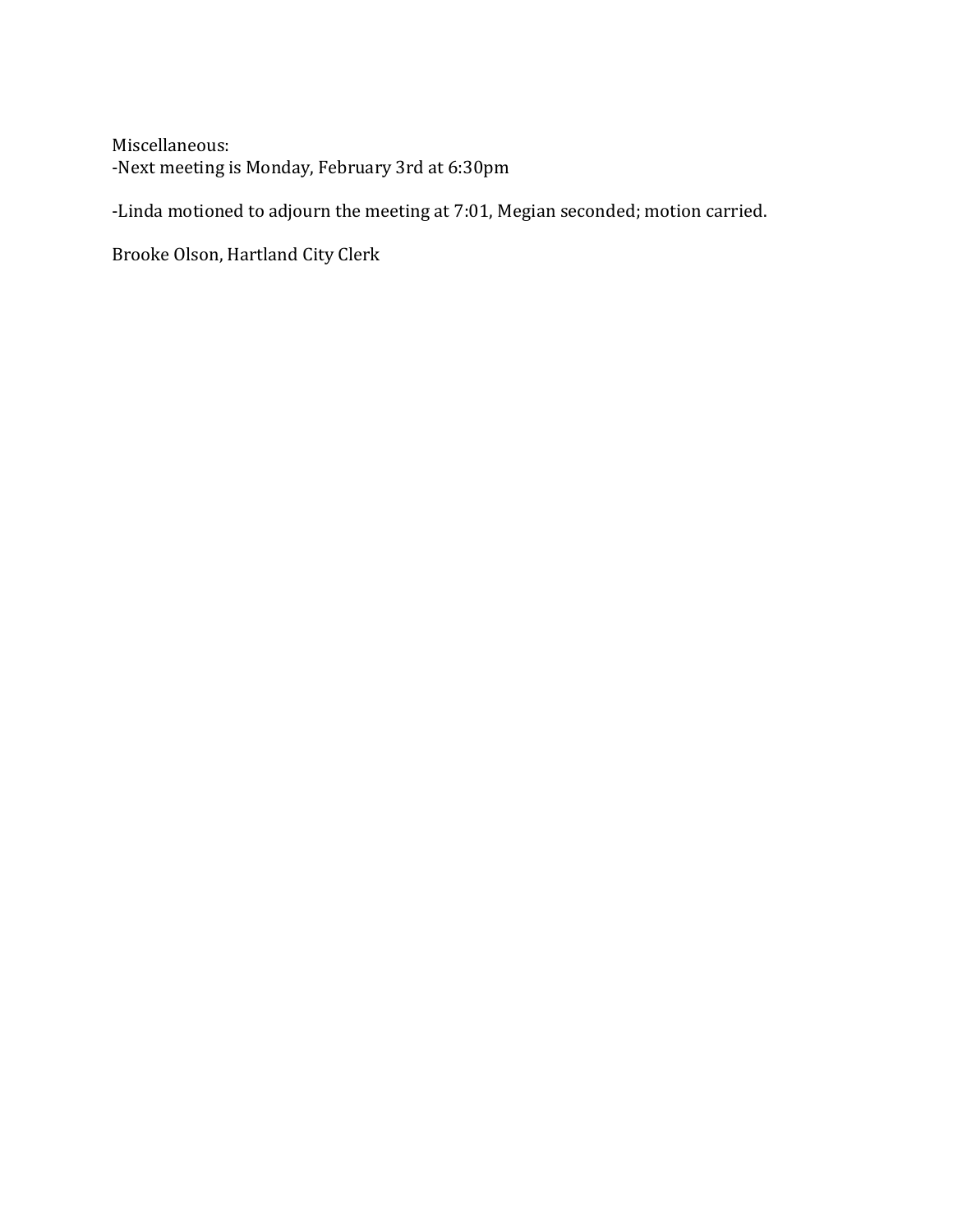Miscellaneous:

-Next meeting is Monday, February 3rd at 6:30pm

-Linda motioned to adjourn the meeting at 7:01, Megian seconded; motion carried.

Brooke Olson, Hartland City Clerk